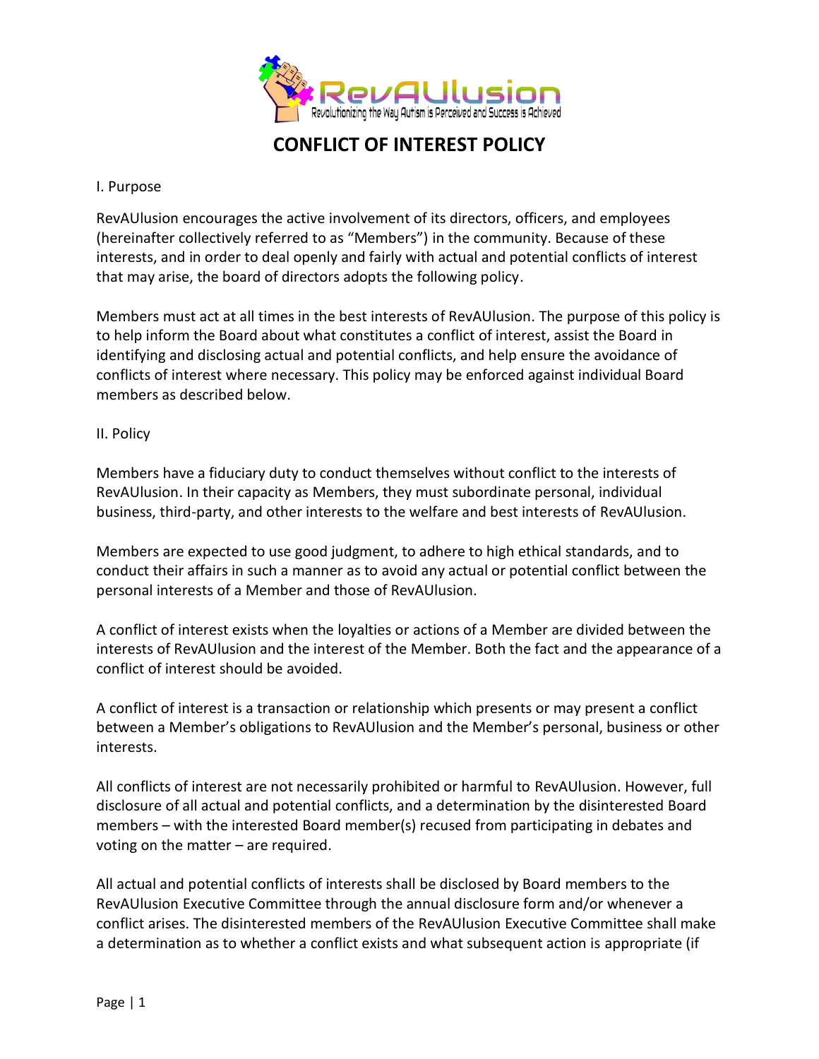# CONFLICT OF INTEREST POLICY

I. Purpose

RevAUlusion encourages the active involvement of its directors, officers, and employees (hereinafter collectively referred to as "Members") in the community. Because of these interests, and in order to deal openly and fairly with actual and potential conflicts of interest that may arise, the board of directors adopts the following policy.

Members must act at all times in the best interests of RevAUlusion. The purpose of this policy is to help inform the Board about what constitutes a conflict of interest, assist the Board in identifying and disclosing actual and potential conflicts, and help ensure the avoidance of conflicts of interest where necessary. This policy may be enforced against individual Board members as described below.

II. Policy

Members have a fiduciary duty to conduct themselves without conflict to the interests of RevAUlusion. In their capacity as Members, they must subordinate personal, individual business, third-party, and other interests to the welfare and best interests of RevAUlusion.

Members are expected to use good judgment, to adhere to high ethical standards, and to conduct their affairs in such a manner as to avoid any actual or potential conflict between the personal interests of a Member and those of RevAUlusion.

A conflict of interest exists when the loyalties or actions of a Member are divided between the interests of RevAUlusion and the interest of the Member. Both the fact and the appearance of a conflict of interest should be avoided.

A conflict of interest is a transaction or relationship which presents or may present a conflict between a Member's obligations to RevAUlusion and the Member's personal, business or other interests.

All conflicts of interest are not necessarily prohibited or harmful to RevAUlusion. However, full disclosure of all actual and potential conflicts, and a determination by the disinterested Board members – with the interested Board member(s) recused from participating in debates and voting on the matter – are required.

All actual and potential conflicts of interests shall be disclosed by Board members to the RevAUlusion Executive Committee through the annual disclosure form and/or whenever a conflict arises. The disinterested members of the RevAUlusion Executive Committee shall make a determination as to whether a conflict exists and what subsequent action is appropriate (if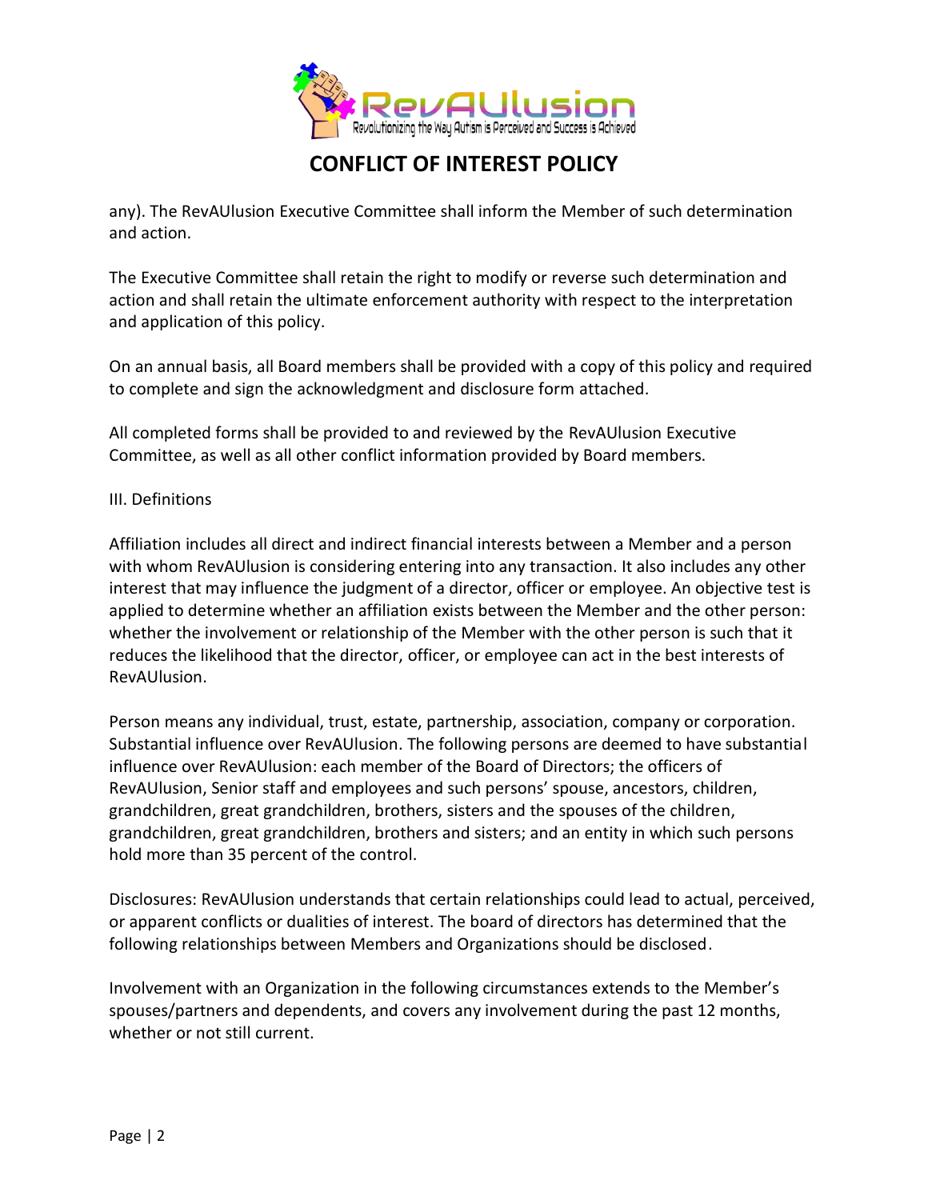any). The RevAUlusion Executive Committee shall inform the Member of such determination and action.

The Executive Committee shall retain the right to modify or reverse such determination and action and shall retain the ultimate enforcement authority with respect to the interpretation and application of this policy.

On an annual basis, all Board members shall be provided with a copy of this policy and required to complete and sign the acknowledgment and disclosure form attached.

All completed forms shall be provided to and reviewed by the RevAUlusion Executive Committee, as well as all other conflict information provided by Board members.

III. Definitions

Affiliation includes all direct and indirect financial interests between a Member and a person with whom RevAUlusion is considering entering into any transaction. It also includes any other interest that may influence the judgment of a director, officer or employee. An objective test is applied to determine whether an affiliation exists between the Member and the other person: whether the involvement or relationship of the Member with the other person is such that it reduces the likelihood that the director, officer, or employee can act in the best interests of RevAUlusion.

Person means any individual, trust, estate, partnership, association, company or corporation. Substantial influence over RevAUlusion. The following persons are deemed to have substantial influence over RevAUlusion: each member of the Board of Directors; the officers of RevAUlusion, Senior staff and employees and such persons' spouse, ancestors, children, grandchildren, great grandchildren, brothers, sisters and the spouses of the children, grandchildren, great grandchildren, brothers and sisters; and an entity in which such persons hold more than 35 percent of the control.

Disclosures: RevAUlusion understands that certain relationships could lead to actual, perceived, or apparent conflicts or dualities of interest. The board of directors has determined that the following relationships between Members and Organizations should be disclosed.

Involvement with an Organization in the following circumstances extends to the Member's spouses/partners and dependents, and covers any involvement during the past 12 months, whether or not still current.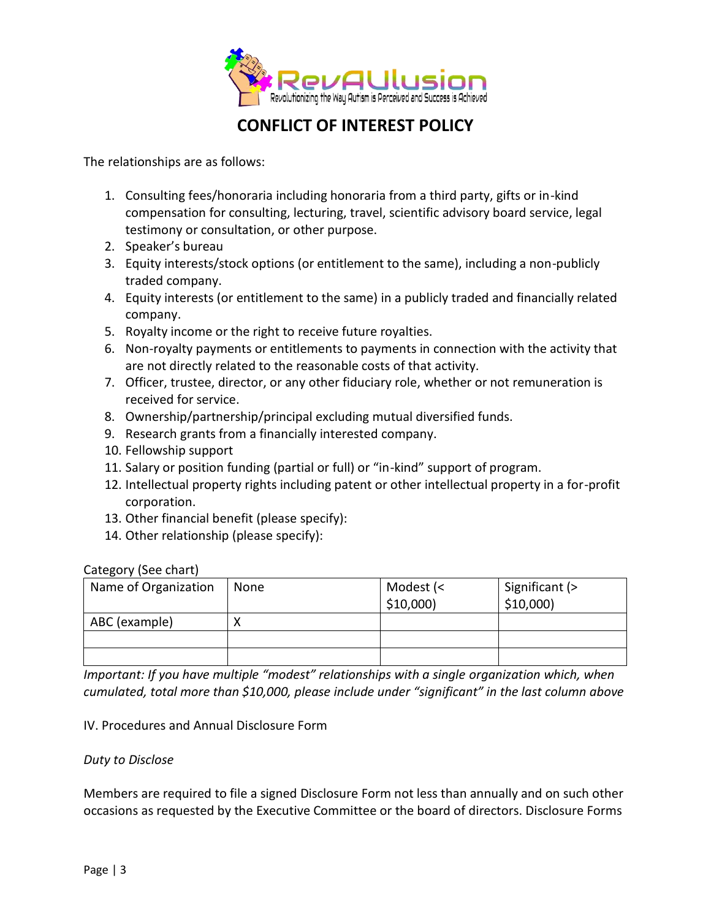# CONFLICT OF INTEREST POLICY

The relationships are as follows:

1. Consulting fees/honoraria including honoraria from a third party, gifts or in-kind compensation for consulting, lecturing, travel, scientific advisory board service, legal testimony or consultation, or other purpose.
2. Speaker's bureau
3. Equity interests/stock options (or entitlement to the same), including a non-publicly traded company.
4. Equity interests (or entitlement to the same) in a publicly traded and financially related company.
5. Royalty income or the right to receive future royalties.
6. Non-royalty payments or entitlements to payments in connection with the activity that are not directly related to the reasonable costs of that activity.
7. Officer, trustee, director, or any other fiduciary role, whether or not remuneration is received for service.
8. Ownership/partnership/principal excluding mutual diversified funds.
9. Research grants from a financially interested company.
10. Fellowship support
11. Salary or position funding (partial or full) or "in-kind" support of program.
12. Intellectual property rights including patent or other intellectual property in a for-profit corporation.
13. Other financial benefit (please specify):
14. Other relationship (please specify):

Category (See chart)

| Name of Organization | None | Modest (< $10,000) | Significant (> $10,000) |
|---|---|---|---|
| ABC (example) | X | | |
| | | | |
| | | | |

*Important: If you have multiple "modest" relationships with a single organization which, when cumulated, total more than $10,000, please include under "significant" in the last column above*

IV. Procedures and Annual Disclosure Form

*Duty to Disclose*

Members are required to file a signed Disclosure Form not less than annually and on such other occasions as requested by the Executive Committee or the board of directors. Disclosure Forms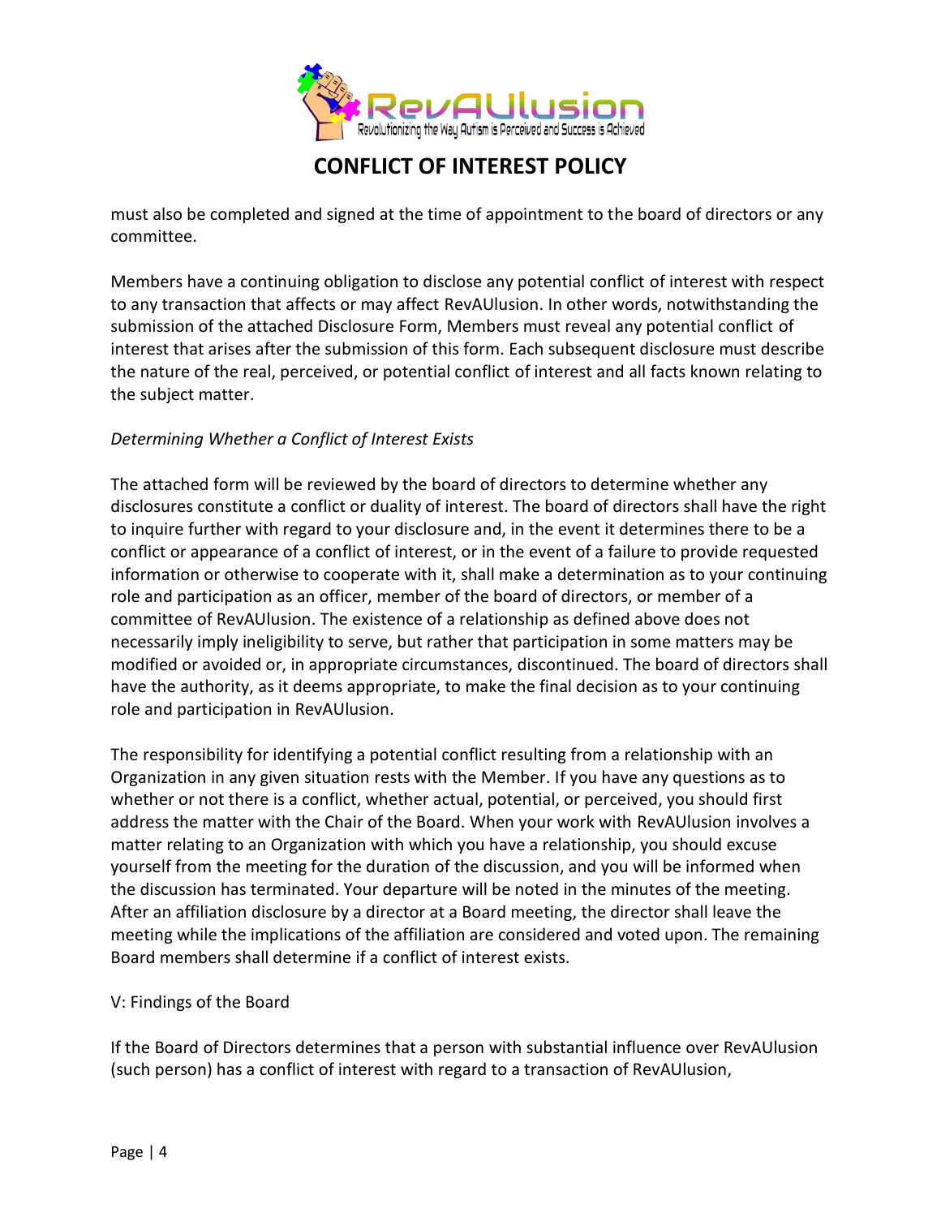must also be completed and signed at the time of appointment to the board of directors or any committee.

Members have a continuing obligation to disclose any potential conflict of interest with respect to any transaction that affects or may affect RevAUlusion. In other words, notwithstanding the submission of the attached Disclosure Form, Members must reveal any potential conflict of interest that arises after the submission of this form. Each subsequent disclosure must describe the nature of the real, perceived, or potential conflict of interest and all facts known relating to the subject matter.

*Determining Whether a Conflict of Interest Exists*

The attached form will be reviewed by the board of directors to determine whether any disclosures constitute a conflict or duality of interest. The board of directors shall have the right to inquire further with regard to your disclosure and, in the event it determines there to be a conflict or appearance of a conflict of interest, or in the event of a failure to provide requested information or otherwise to cooperate with it, shall make a determination as to your continuing role and participation as an officer, member of the board of directors, or member of a committee of RevAUlusion. The existence of a relationship as defined above does not necessarily imply ineligibility to serve, but rather that participation in some matters may be modified or avoided or, in appropriate circumstances, discontinued. The board of directors shall have the authority, as it deems appropriate, to make the final decision as to your continuing role and participation in RevAUlusion.

The responsibility for identifying a potential conflict resulting from a relationship with an Organization in any given situation rests with the Member. If you have any questions as to whether or not there is a conflict, whether actual, potential, or perceived, you should first address the matter with the Chair of the Board. When your work with RevAUlusion involves a matter relating to an Organization with which you have a relationship, you should excuse yourself from the meeting for the duration of the discussion, and you will be informed when the discussion has terminated. Your departure will be noted in the minutes of the meeting. After an affiliation disclosure by a director at a Board meeting, the director shall leave the meeting while the implications of the affiliation are considered and voted upon. The remaining Board members shall determine if a conflict of interest exists.

V: Findings of the Board

If the Board of Directors determines that a person with substantial influence over RevAUlusion (such person) has a conflict of interest with regard to a transaction of RevAUlusion,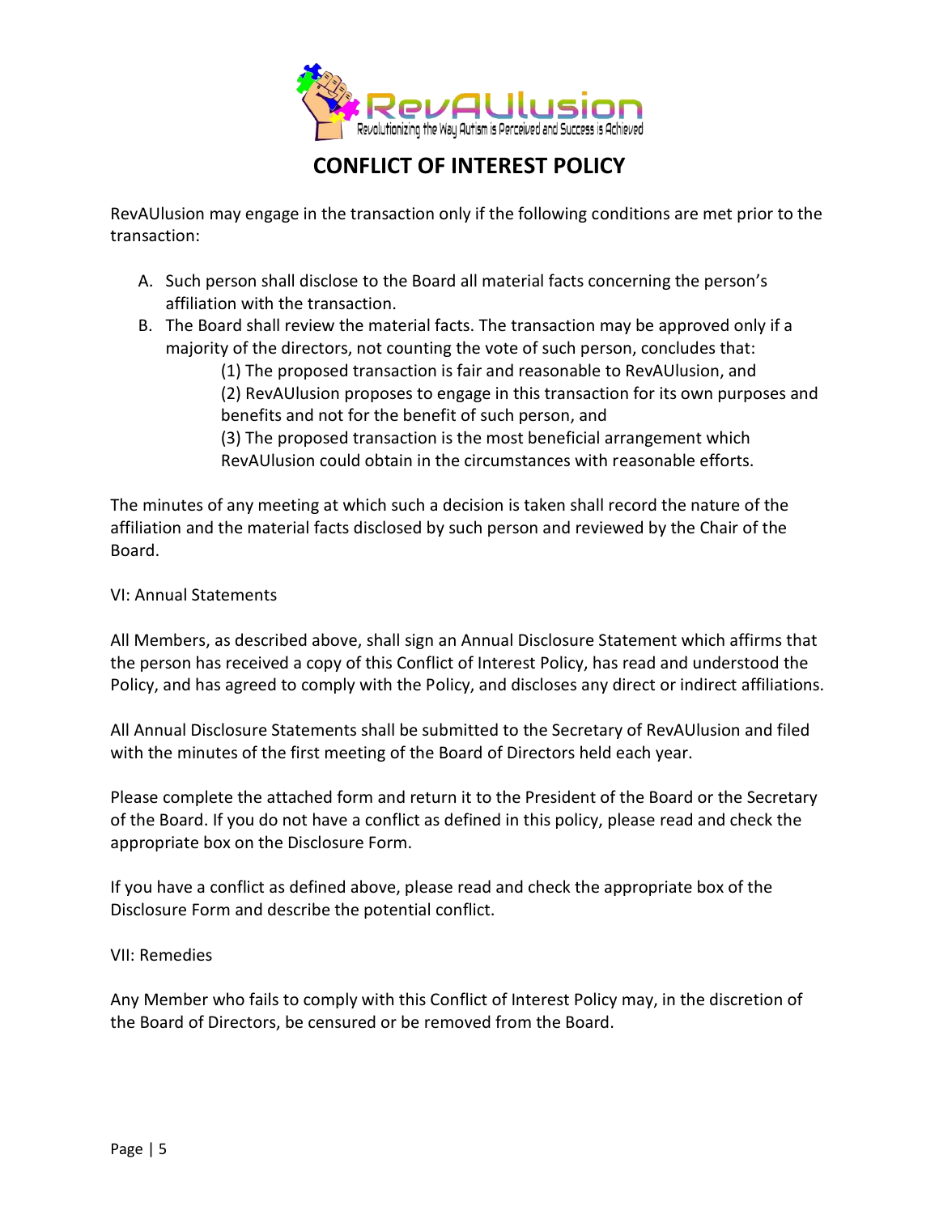# CONFLICT OF INTEREST POLICY

RevAUlusion may engage in the transaction only if the following conditions are met prior to the transaction:

A. Such person shall disclose to the Board all material facts concerning the person's affiliation with the transaction.
B. The Board shall review the material facts. The transaction may be approved only if a majority of the directors, not counting the vote of such person, concludes that:
   (1) The proposed transaction is fair and reasonable to RevAUlusion, and
   (2) RevAUlusion proposes to engage in this transaction for its own purposes and benefits and not for the benefit of such person, and
   (3) The proposed transaction is the most beneficial arrangement which RevAUlusion could obtain in the circumstances with reasonable efforts.

The minutes of any meeting at which such a decision is taken shall record the nature of the affiliation and the material facts disclosed by such person and reviewed by the Chair of the Board.

VI: Annual Statements

All Members, as described above, shall sign an Annual Disclosure Statement which affirms that the person has received a copy of this Conflict of Interest Policy, has read and understood the Policy, and has agreed to comply with the Policy, and discloses any direct or indirect affiliations.

All Annual Disclosure Statements shall be submitted to the Secretary of RevAUlusion and filed with the minutes of the first meeting of the Board of Directors held each year.

Please complete the attached form and return it to the President of the Board or the Secretary of the Board. If you do not have a conflict as defined in this policy, please read and check the appropriate box on the Disclosure Form.

If you have a conflict as defined above, please read and check the appropriate box of the Disclosure Form and describe the potential conflict.

VII: Remedies

Any Member who fails to comply with this Conflict of Interest Policy may, in the discretion of the Board of Directors, be censured or be removed from the Board.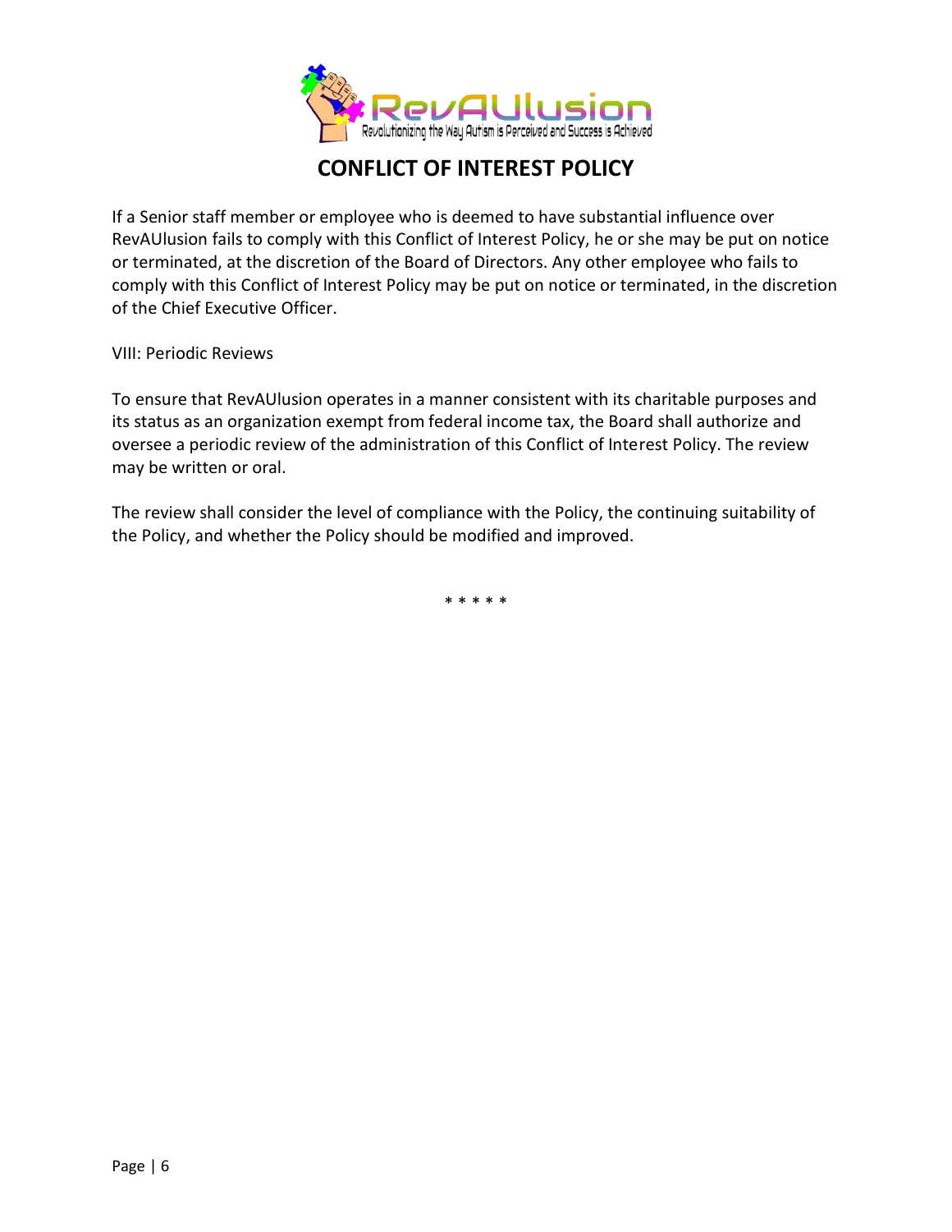# CONFLICT OF INTEREST POLICY

If a Senior staff member or employee who is deemed to have substantial influence over RevAUlusion fails to comply with this Conflict of Interest Policy, he or she may be put on notice or terminated, at the discretion of the Board of Directors. Any other employee who fails to comply with this Conflict of Interest Policy may be put on notice or terminated, in the discretion of the Chief Executive Officer.

VIII: Periodic Reviews

To ensure that RevAUlusion operates in a manner consistent with its charitable purposes and its status as an organization exempt from federal income tax, the Board shall authorize and oversee a periodic review of the administration of this Conflict of Interest Policy. The review may be written or oral.

The review shall consider the level of compliance with the Policy, the continuing suitability of the Policy, and whether the Policy should be modified and improved.

\* \* \* \* \*